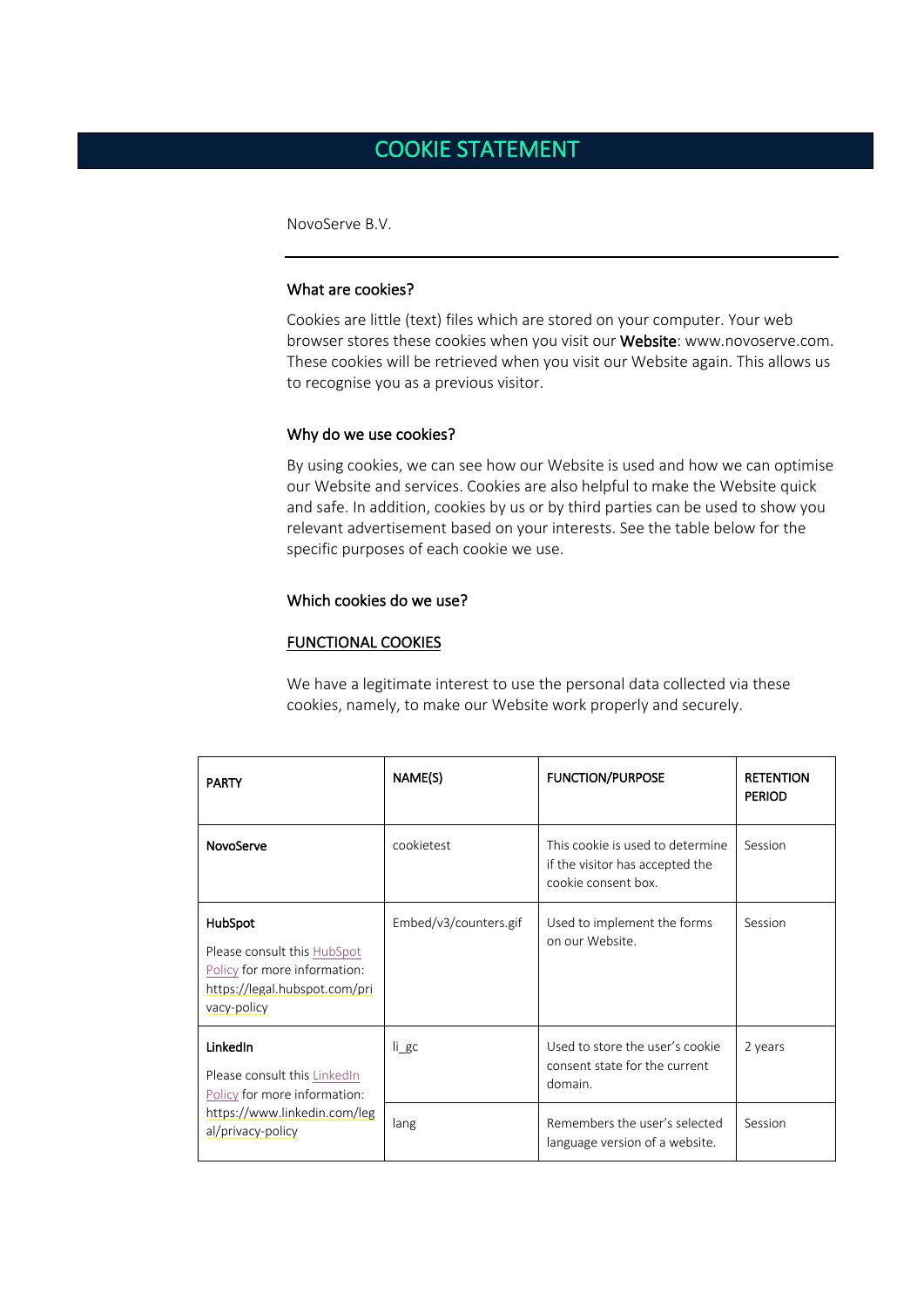# COOKIE STATEMENT

NovoServe B.V.

---

### What are cookies?

Cookies are little (text) files which are stored on your computer. Your web browser stores these cookies when you visit our **Website**: www.novoserve.com. These cookies will be retrieved when you visit our Website again. This allows us to recognise you as a previous visitor.

### Why do we use cookies?

By using cookies, we can see how our Website is used and how we can optimise our Website and services. Cookies are also helpful to make the Website quick and safe. In addition, cookies by us or by third parties can be used to show you relevant advertisement based on your interests. See the table below for the specific purposes of each cookie we use.

### Which cookies do we use?

#### FUNCTIONAL COOKIES

We have a legitimate interest to use the personal data collected via these cookies, namely, to make our Website work properly and securely.

| PARTY | NAME(S) | FUNCTION/PURPOSE | RETENTION PERIOD |
|---|---|---|---|
| **NovoServe** | cookietest | This cookie is used to determine if the visitor has accepted the cookie consent box. | Session |
| **HubSpot** Please consult this HubSpot Policy for more information: https://legal.hubspot.com/privacy-policy | Embed/v3/counters.gif | Used to implement the forms on our Website. | Session |
| **LinkedIn** Please consult this LinkedIn Policy for more information: https://www.linkedin.com/legal/privacy-policy | li_gc | Used to store the user's cookie consent state for the current domain. | 2 years |
| | lang | Remembers the user's selected language version of a website. | Session |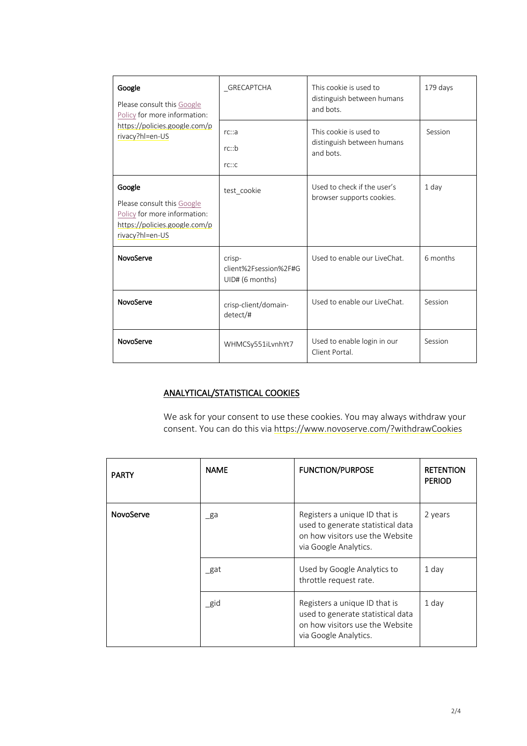| | | | |
|---|---|---|---|
| **Google**<br>Please consult this Google Policy for more information: https://policies.google.com/privacy?hl=en-US | _GRECAPTCHA | This cookie is used to distinguish between humans and bots. | 179 days |
| | rc::a<br>rc::b<br>rc::c | This cookie is used to distinguish between humans and bots. | Session |
| **Google**<br>Please consult this Google Policy for more information: https://policies.google.com/privacy?hl=en-US | test_cookie | Used to check if the user's browser supports cookies. | 1 day |
| **NovoServe** | crisp-client%2Fsession%2F#GUID# (6 months) | Used to enable our LiveChat. | 6 months |
| **NovoServe** | crisp-client/domain-detect/# | Used to enable our LiveChat. | Session |
| **NovoServe** | WHMCSy551iLvnhYt7 | Used to enable login in our Client Portal. | Session |

## ANALYTICAL/STATISTICAL COOKIES

We ask for your consent to use these cookies. You may always withdraw your consent. You can do this via https://www.novoserve.com/?withdrawCookies

| PARTY | NAME | FUNCTION/PURPOSE | RETENTION PERIOD |
|---|---|---|---|
| **NovoServe** | _ga | Registers a unique ID that is used to generate statistical data on how visitors use the Website via Google Analytics. | 2 years |
| | _gat | Used by Google Analytics to throttle request rate. | 1 day |
| | _gid | Registers a unique ID that is used to generate statistical data on how visitors use the Website via Google Analytics. | 1 day |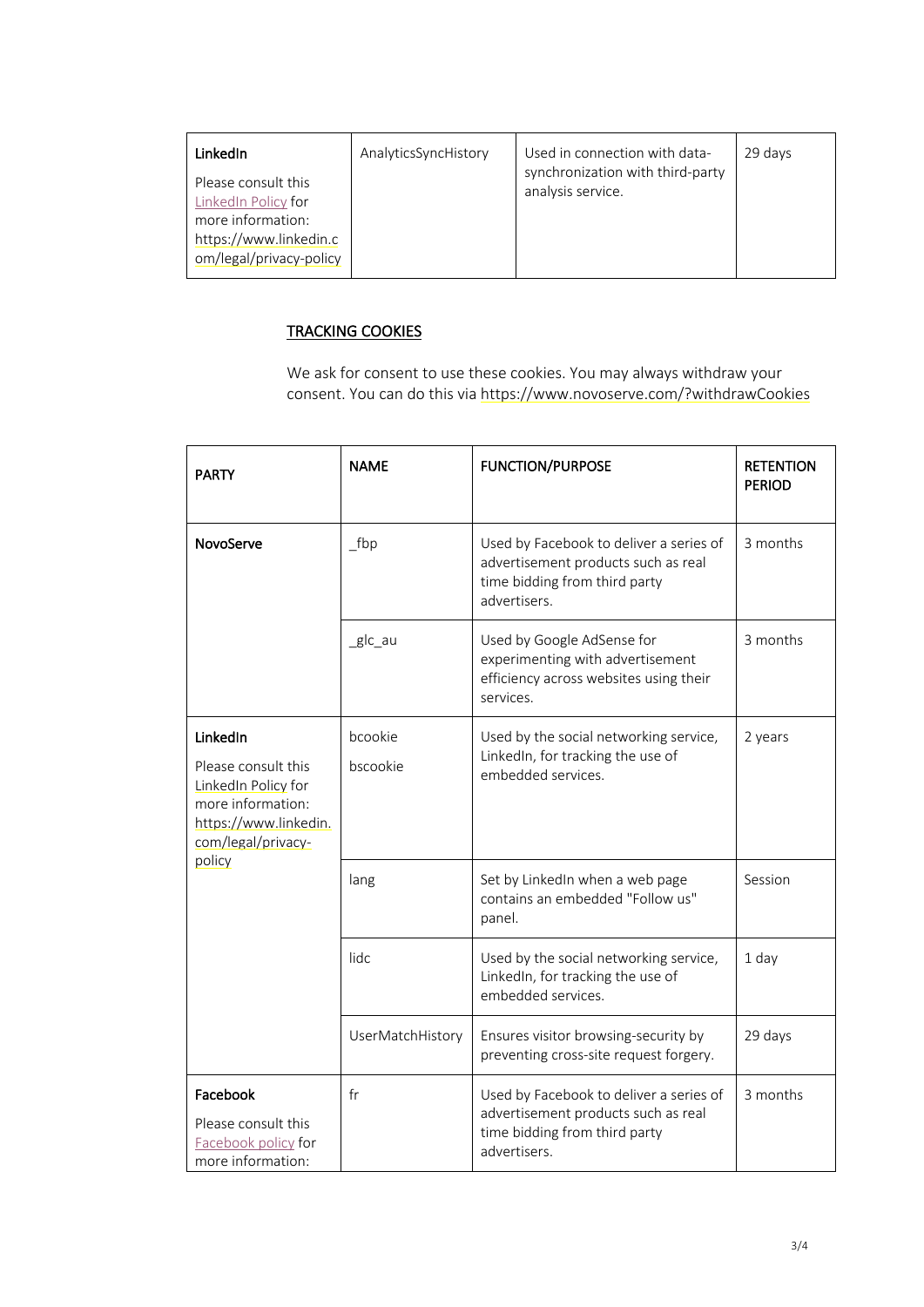| LinkedIn<br><br>Please consult this LinkedIn Policy for more information: https://www.linkedin.com/legal/privacy-policy | AnalyticsSyncHistory | Used in connection with data-synchronization with third-party analysis service. | 29 days |
|---|---|---|---|

## TRACKING COOKIES

We ask for consent to use these cookies. You may always withdraw your consent. You can do this via https://www.novoserve.com/?withdrawCookies

| PARTY | NAME | FUNCTION/PURPOSE | RETENTION PERIOD |
|---|---|---|---|
| **NovoServe** | _fbp | Used by Facebook to deliver a series of advertisement products such as real time bidding from third party advertisers. | 3 months |
| | _glc_au | Used by Google AdSense for experimenting with advertisement efficiency across websites using their services. | 3 months |
| **LinkedIn**<br><br>Please consult this LinkedIn Policy for more information: https://www.linkedin.com/legal/privacy-policy | bcookie<br>bscookie | Used by the social networking service, LinkedIn, for tracking the use of embedded services. | 2 years |
| | lang | Set by LinkedIn when a web page contains an embedded "Follow us" panel. | Session |
| | lidc | Used by the social networking service, LinkedIn, for tracking the use of embedded services. | 1 day |
| | UserMatchHistory | Ensures visitor browsing-security by preventing cross-site request forgery. | 29 days |
| **Facebook**<br><br>Please consult this Facebook policy for more information: | fr | Used by Facebook to deliver a series of advertisement products such as real time bidding from third party advertisers. | 3 months |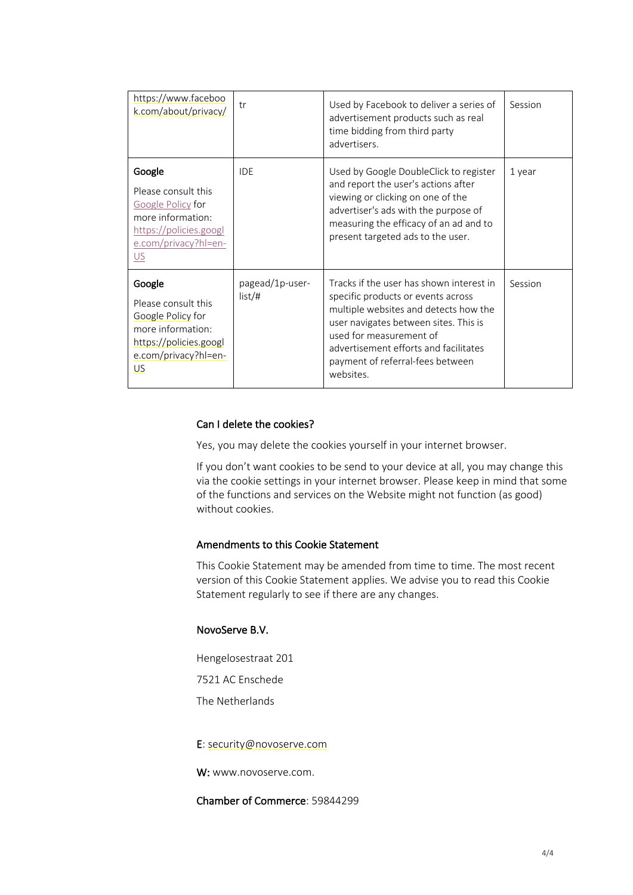| | | | |
|---|---|---|---|
| https://www.facebook.com/about/privacy/ | tr | Used by Facebook to deliver a series of advertisement products such as real time bidding from third party advertisers. | Session |
| **Google** Please consult this Google Policy for more information: https://policies.google.com/privacy?hl=en-US | IDE | Used by Google DoubleClick to register and report the user's actions after viewing or clicking on one of the advertiser's ads with the purpose of measuring the efficacy of an ad and to present targeted ads to the user. | 1 year |
| **Google** Please consult this Google Policy for more information: https://policies.google.com/privacy?hl=en-US | pagead/1p-user-list/# | Tracks if the user has shown interest in specific products or events across multiple websites and detects how the user navigates between sites. This is used for measurement of advertisement efforts and facilitates payment of referral-fees between websites. | Session |

### Can I delete the cookies?

Yes, you may delete the cookies yourself in your internet browser.

If you don't want cookies to be send to your device at all, you may change this via the cookie settings in your internet browser. Please keep in mind that some of the functions and services on the Website might not function (as good) without cookies.

### Amendments to this Cookie Statement

This Cookie Statement may be amended from time to time. The most recent version of this Cookie Statement applies. We advise you to read this Cookie Statement regularly to see if there are any changes.

### NovoServe B.V.

Hengelosestraat 201

7521 AC Enschede

The Netherlands

**E**: security@novoserve.com

**W:** www.novoserve.com.

**Chamber of Commerce**: 59844299